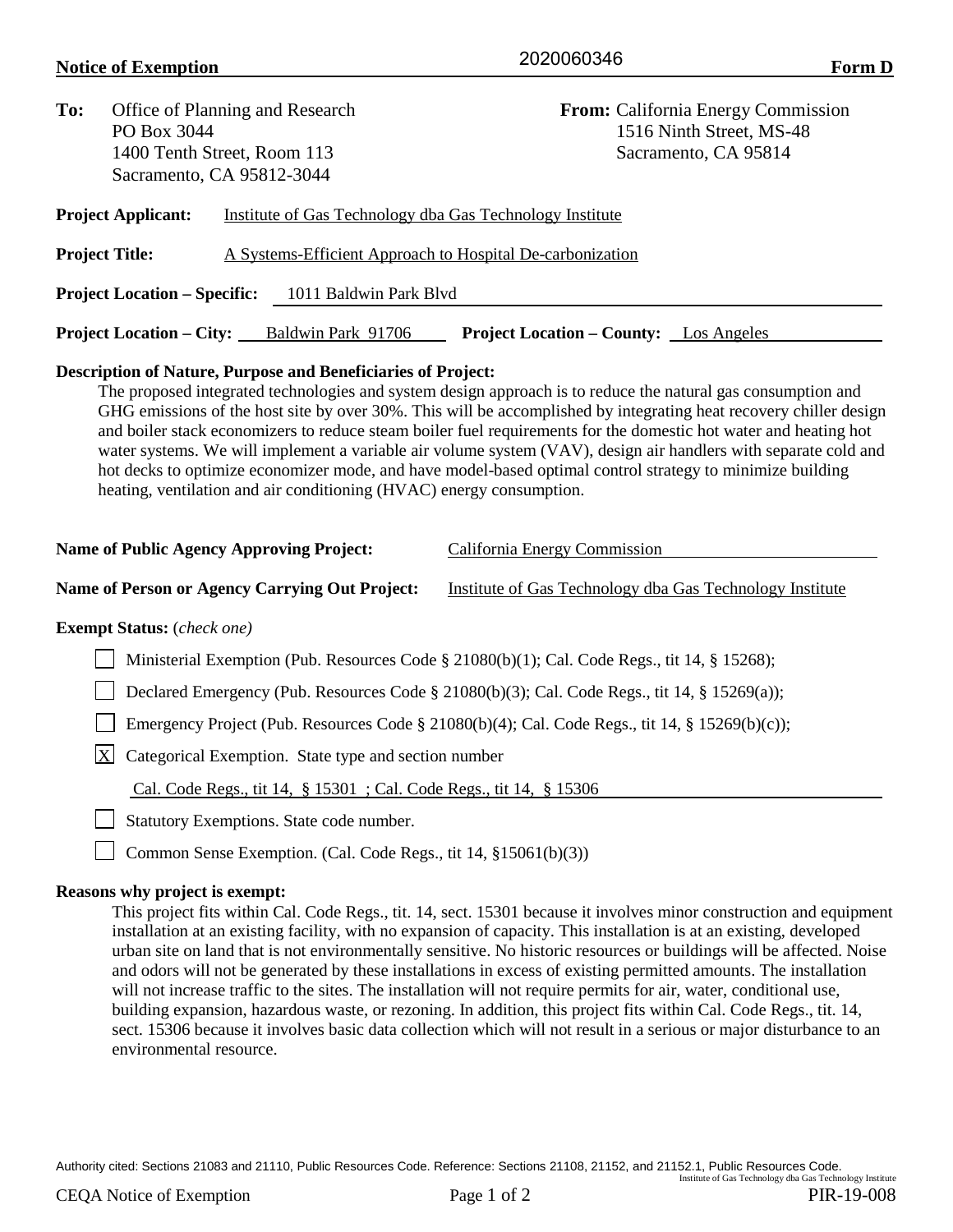**Notice of Exemption** 2020060346 **Form D**

**To:** Office of Planning and Research
PO Box 3044
1400 Tenth Street, Room 113
Sacramento, CA 95812-3044

**From:** California Energy Commission
1516 Ninth Street, MS-48
Sacramento, CA 95814

**Project Applicant:** Institute of Gas Technology dba Gas Technology Institute

**Project Title:** A Systems-Efficient Approach to Hospital De-carbonization

**Project Location – Specific:** 1011 Baldwin Park Blvd

**Project Location – City:** Baldwin Park 91706 **Project Location – County:** Los Angeles

**Description of Nature, Purpose and Beneficiaries of Project:**

The proposed integrated technologies and system design approach is to reduce the natural gas consumption and GHG emissions of the host site by over 30%. This will be accomplished by integrating heat recovery chiller design and boiler stack economizers to reduce steam boiler fuel requirements for the domestic hot water and heating hot water systems. We will implement a variable air volume system (VAV), design air handlers with separate cold and hot decks to optimize economizer mode, and have model-based optimal control strategy to minimize building heating, ventilation and air conditioning (HVAC) energy consumption.

**Name of Public Agency Approving Project:** California Energy Commission

**Name of Person or Agency Carrying Out Project:** Institute of Gas Technology dba Gas Technology Institute

**Exempt Status:** (*check one*)

- [ ] Ministerial Exemption (Pub. Resources Code § 21080(b)(1); Cal. Code Regs., tit 14, § 15268);
- [ ] Declared Emergency (Pub. Resources Code § 21080(b)(3); Cal. Code Regs., tit 14, § 15269(a));
- [ ] Emergency Project (Pub. Resources Code § 21080(b)(4); Cal. Code Regs., tit 14, § 15269(b)(c));
- [X] Categorical Exemption. State type and section number
  Cal. Code Regs., tit 14, § 15301 ; Cal. Code Regs., tit 14, § 15306
- [ ] Statutory Exemptions. State code number.
- [ ] Common Sense Exemption. (Cal. Code Regs., tit 14, §15061(b)(3))

**Reasons why project is exempt:**

This project fits within Cal. Code Regs., tit. 14, sect. 15301 because it involves minor construction and equipment installation at an existing facility, with no expansion of capacity. This installation is at an existing, developed urban site on land that is not environmentally sensitive. No historic resources or buildings will be affected. Noise and odors will not be generated by these installations in excess of existing permitted amounts. The installation will not increase traffic to the sites. The installation will not require permits for air, water, conditional use, building expansion, hazardous waste, or rezoning. In addition, this project fits within Cal. Code Regs., tit. 14, sect. 15306 because it involves basic data collection which will not result in a serious or major disturbance to an environmental resource.

Authority cited: Sections 21083 and 21110, Public Resources Code. Reference: Sections 21108, 21152, and 21152.1, Public Resources Code.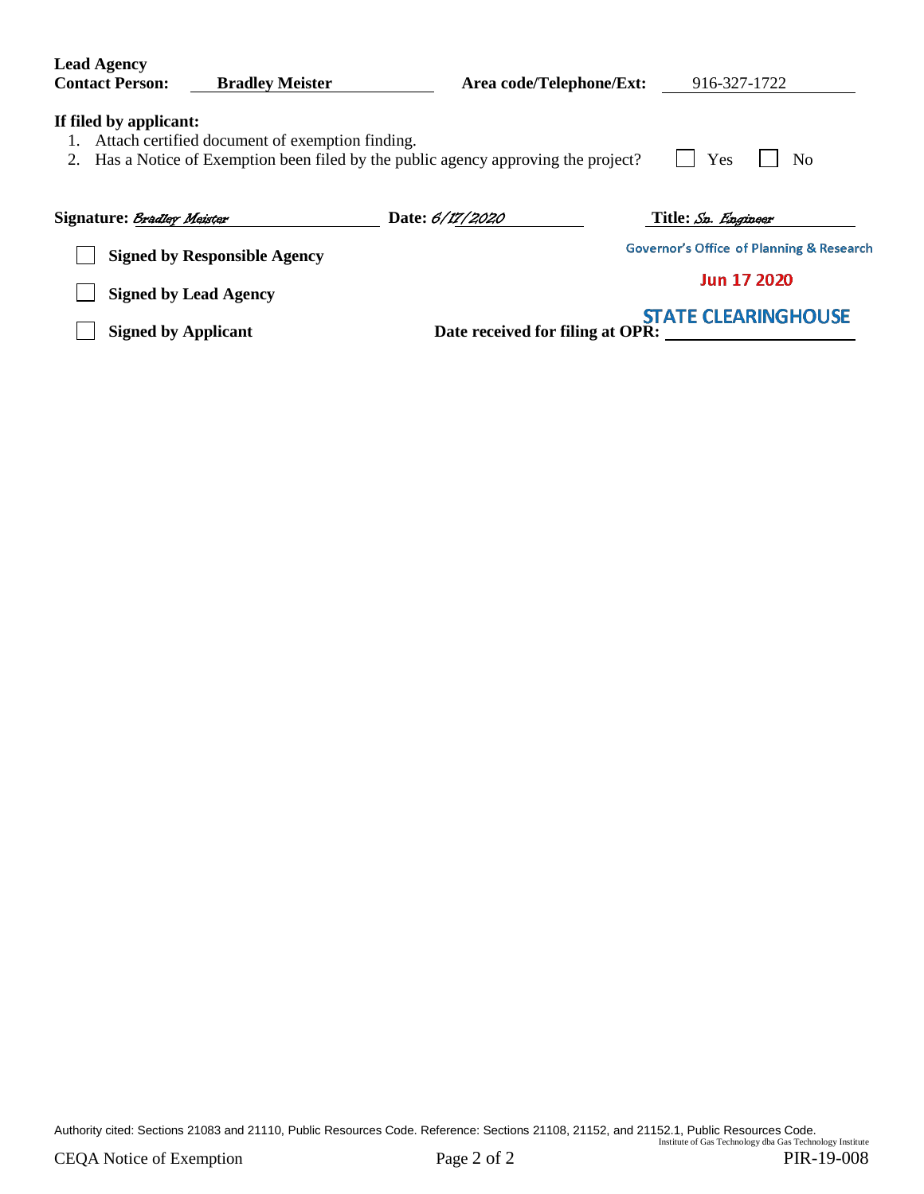**Lead Agency**
**Contact Person:** **Bradley Meister** **Area code/Telephone/Ext:** 916-327-1722

**If filed by applicant:**

1. Attach certified document of exemption finding.
2. Has a Notice of Exemption been filed by the public agency approving the project? ☐ Yes ☐ No

**Signature:** *Bradley Meister* **Date:** *6/17/2020* **Title:** *Sr. Engineer*

☐ **Signed by Responsible Agency**

☐ **Signed by Lead Agency**

☐ **Signed by Applicant**

**Date received for filing at OPR:** Governor's Office of Planning & Research Jun 17 2020 STATE CLEARINGHOUSE

Authority cited: Sections 21083 and 21110, Public Resources Code. Reference: Sections 21108, 21152, and 21152.1, Public Resources Code.

Institute of Gas Technology dba Gas Technology Institute

CEQA Notice of Exemption PIR-19-008